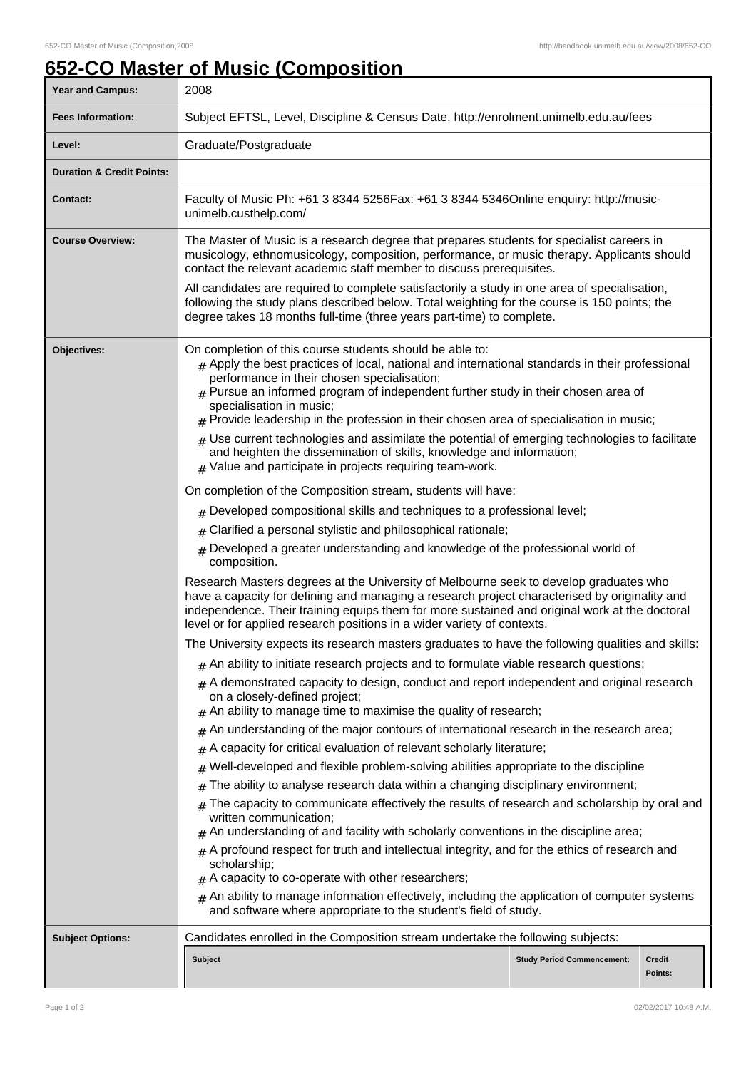# 652-CO Master of Music (Composition

| Year and Campus: | 2008 |
|---|---|
| Fees Information: | Subject EFTSL, Level, Discipline & Census Date, http://enrolment.unimelb.edu.au/fees |
| Level: | Graduate/Postgraduate |
| Duration & Credit Points: | |
| Contact: | Faculty of Music Ph: +61 3 8344 5256Fax: +61 3 8344 5346Online enquiry: http://music-unimelb.custhelp.com/ |

**Course Overview:**

The Master of Music is a research degree that prepares students for specialist careers in musicology, ethnomusicology, composition, performance, or music therapy. Applicants should contact the relevant academic staff member to discuss prerequisites.

All candidates are required to complete satisfactorily a study in one area of specialisation, following the study plans described below. Total weighting for the course is 150 points; the degree takes 18 months full-time (three years part-time) to complete.

**Objectives:**

On completion of this course students should be able to:

- Apply the best practices of local, national and international standards in their professional performance in their chosen specialisation;
- Pursue an informed program of independent further study in their chosen area of specialisation in music;
- Provide leadership in the profession in their chosen area of specialisation in music;
- Use current technologies and assimilate the potential of emerging technologies to facilitate and heighten the dissemination of skills, knowledge and information;
- Value and participate in projects requiring team-work.

On completion of the Composition stream, students will have:

- Developed compositional skills and techniques to a professional level;
- Clarified a personal stylistic and philosophical rationale;
- Developed a greater understanding and knowledge of the professional world of composition.

Research Masters degrees at the University of Melbourne seek to develop graduates who have a capacity for defining and managing a research project characterised by originality and independence. Their training equips them for more sustained and original work at the doctoral level or for applied research positions in a wider variety of contexts.

The University expects its research masters graduates to have the following qualities and skills:

- An ability to initiate research projects and to formulate viable research questions;
- A demonstrated capacity to design, conduct and report independent and original research on a closely-defined project;
- An ability to manage time to maximise the quality of research;
- An understanding of the major contours of international research in the research area;
- A capacity for critical evaluation of relevant scholarly literature;
- Well-developed and flexible problem-solving abilities appropriate to the discipline
- The ability to analyse research data within a changing disciplinary environment;
- The capacity to communicate effectively the results of research and scholarship by oral and written communication;
- An understanding of and facility with scholarly conventions in the discipline area;
- A profound respect for truth and intellectual integrity, and for the ethics of research and scholarship;
- A capacity to co-operate with other researchers;
- An ability to manage information effectively, including the application of computer systems and software where appropriate to the student's field of study.

**Subject Options:**

Candidates enrolled in the Composition stream undertake the following subjects:

| Subject | Study Period Commencement: | Credit Points: |
|---|---|---|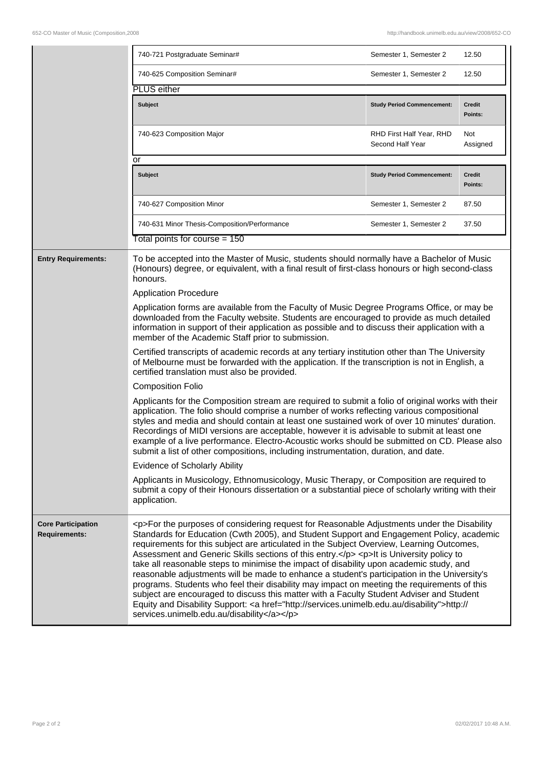| | | |
|---|---|---|
| 740-721 Postgraduate Seminar# | Semester 1, Semester 2 | 12.50 |
| 740-625 Composition Seminar# | Semester 1, Semester 2 | 12.50 |

PLUS either

| Subject | Study Period Commencement: | Credit Points: |
|---|---|---|
| 740-623 Composition Major | RHD First Half Year, RHD Second Half Year | Not Assigned |

or

| Subject | Study Period Commencement: | Credit Points: |
|---|---|---|
| 740-627 Composition Minor | Semester 1, Semester 2 | 87.50 |
| 740-631 Minor Thesis-Composition/Performance | Semester 1, Semester 2 | 37.50 |

Total points for course = 150

**Entry Requirements:**

To be accepted into the Master of Music, students should normally have a Bachelor of Music (Honours) degree, or equivalent, with a final result of first-class honours or high second-class honours.

Application Procedure

Application forms are available from the Faculty of Music Degree Programs Office, or may be downloaded from the Faculty website. Students are encouraged to provide as much detailed information in support of their application as possible and to discuss their application with a member of the Academic Staff prior to submission.

Certified transcripts of academic records at any tertiary institution other than The University of Melbourne must be forwarded with the application. If the transcription is not in English, a certified translation must also be provided.

Composition Folio

Applicants for the Composition stream are required to submit a folio of original works with their application. The folio should comprise a number of works reflecting various compositional styles and media and should contain at least one sustained work of over 10 minutes' duration. Recordings of MIDI versions are acceptable, however it is advisable to submit at least one example of a live performance. Electro-Acoustic works should be submitted on CD. Please also submit a list of other compositions, including instrumentation, duration, and date.

Evidence of Scholarly Ability

Applicants in Musicology, Ethnomusicology, Music Therapy, or Composition are required to submit a copy of their Honours dissertation or a substantial piece of scholarly writing with their application.

**Core Participation Requirements:**

<p>For the purposes of considering request for Reasonable Adjustments under the Disability Standards for Education (Cwth 2005), and Student Support and Engagement Policy, academic requirements for this subject are articulated in the Subject Overview, Learning Outcomes, Assessment and Generic Skills sections of this entry.</p> <p>It is University policy to take all reasonable steps to minimise the impact of disability upon academic study, and reasonable adjustments will be made to enhance a student's participation in the University's programs. Students who feel their disability may impact on meeting the requirements of this subject are encouraged to discuss this matter with a Faculty Student Adviser and Student Equity and Disability Support: <a href="http://services.unimelb.edu.au/disability">http://services.unimelb.edu.au/disability</a></p>